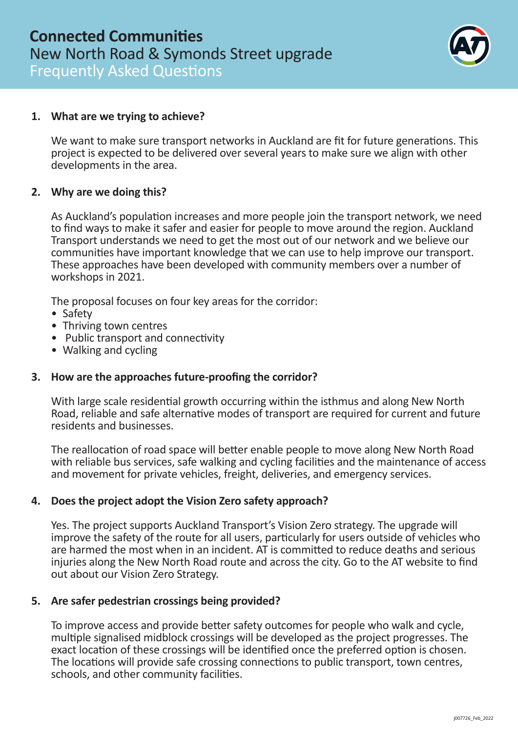# Connected Communities

## New North Road & Symonds Street upgrade

## Frequently Asked Questions

**1. What are we trying to achieve?**

We want to make sure transport networks in Auckland are fit for future generations. This project is expected to be delivered over several years to make sure we align with other developments in the area.

**2. Why are we doing this?**

As Auckland's population increases and more people join the transport network, we need to find ways to make it safer and easier for people to move around the region. Auckland Transport understands we need to get the most out of our network and we believe our communities have important knowledge that we can use to help improve our transport. These approaches have been developed with community members over a number of workshops in 2021.

The proposal focuses on four key areas for the corridor:

- Safety
- Thriving town centres
- Public transport and connectivity
- Walking and cycling

**3. How are the approaches future-proofing the corridor?**

With large scale residential growth occurring within the isthmus and along New North Road, reliable and safe alternative modes of transport are required for current and future residents and businesses.

The reallocation of road space will better enable people to move along New North Road with reliable bus services, safe walking and cycling facilities and the maintenance of access and movement for private vehicles, freight, deliveries, and emergency services.

**4. Does the project adopt the Vision Zero safety approach?**

Yes. The project supports Auckland Transport's Vision Zero strategy. The upgrade will improve the safety of the route for all users, particularly for users outside of vehicles who are harmed the most when in an incident. AT is committed to reduce deaths and serious injuries along the New North Road route and across the city. Go to the AT website to find out about our Vision Zero Strategy.

**5. Are safer pedestrian crossings being provided?**

To improve access and provide better safety outcomes for people who walk and cycle, multiple signalised midblock crossings will be developed as the project progresses. The exact location of these crossings will be identified once the preferred option is chosen. The locations will provide safe crossing connections to public transport, town centres, schools, and other community facilities.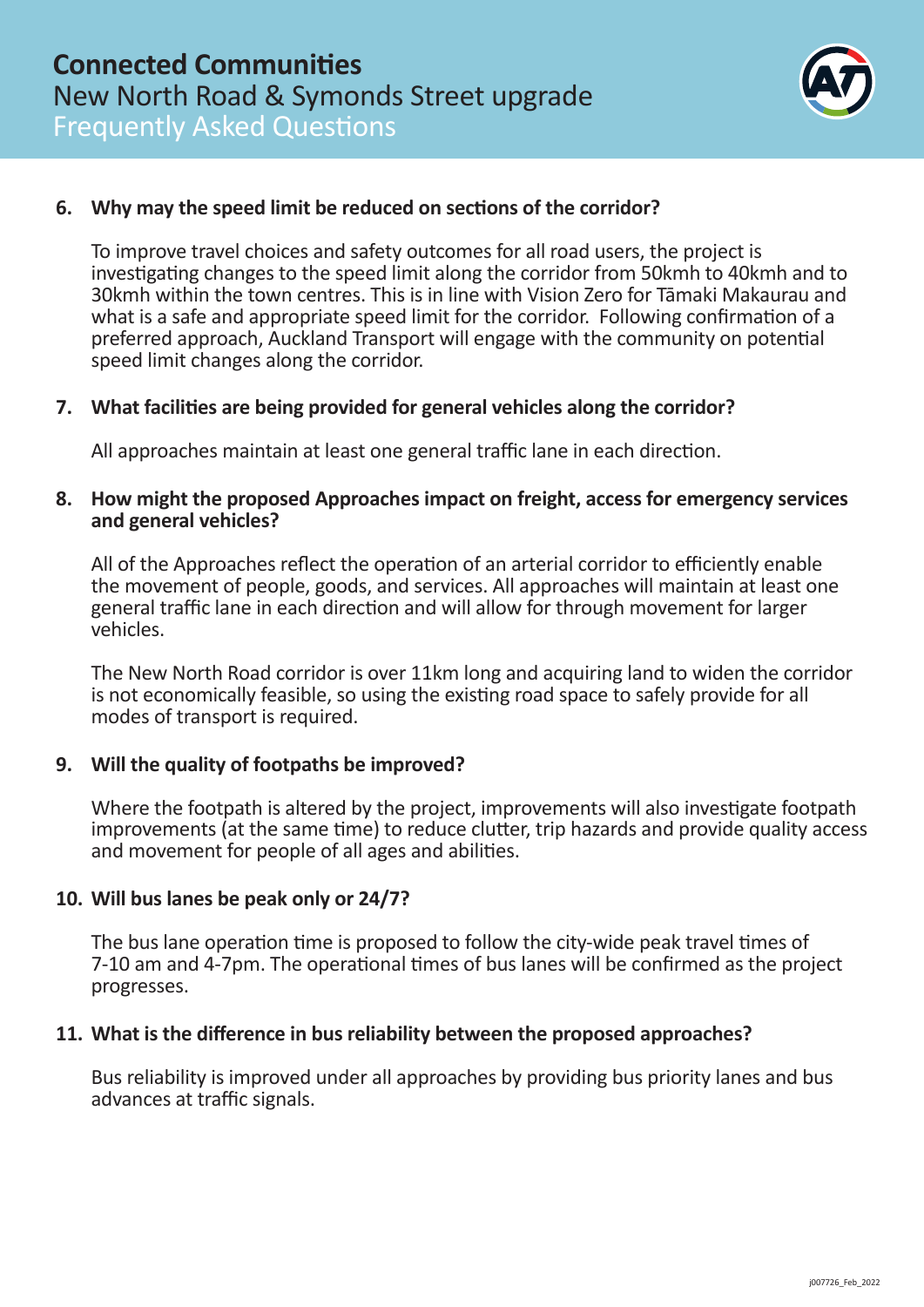# Connected Communities

## New North Road & Symonds Street upgrade

## Frequently Asked Questions

**6. Why may the speed limit be reduced on sections of the corridor?**

To improve travel choices and safety outcomes for all road users, the project is investigating changes to the speed limit along the corridor from 50kmh to 40kmh and to 30kmh within the town centres. This is in line with Vision Zero for Tāmaki Makaurau and what is a safe and appropriate speed limit for the corridor. Following confirmation of a preferred approach, Auckland Transport will engage with the community on potential speed limit changes along the corridor.

**7. What facilities are being provided for general vehicles along the corridor?**

All approaches maintain at least one general traffic lane in each direction.

**8. How might the proposed Approaches impact on freight, access for emergency services and general vehicles?**

All of the Approaches reflect the operation of an arterial corridor to efficiently enable the movement of people, goods, and services. All approaches will maintain at least one general traffic lane in each direction and will allow for through movement for larger vehicles.

The New North Road corridor is over 11km long and acquiring land to widen the corridor is not economically feasible, so using the existing road space to safely provide for all modes of transport is required.

**9. Will the quality of footpaths be improved?**

Where the footpath is altered by the project, improvements will also investigate footpath improvements (at the same time) to reduce clutter, trip hazards and provide quality access and movement for people of all ages and abilities.

**10. Will bus lanes be peak only or 24/7?**

The bus lane operation time is proposed to follow the city-wide peak travel times of 7-10 am and 4-7pm. The operational times of bus lanes will be confirmed as the project progresses.

**11. What is the difference in bus reliability between the proposed approaches?**

Bus reliability is improved under all approaches by providing bus priority lanes and bus advances at traffic signals.

j007726_Feb_2022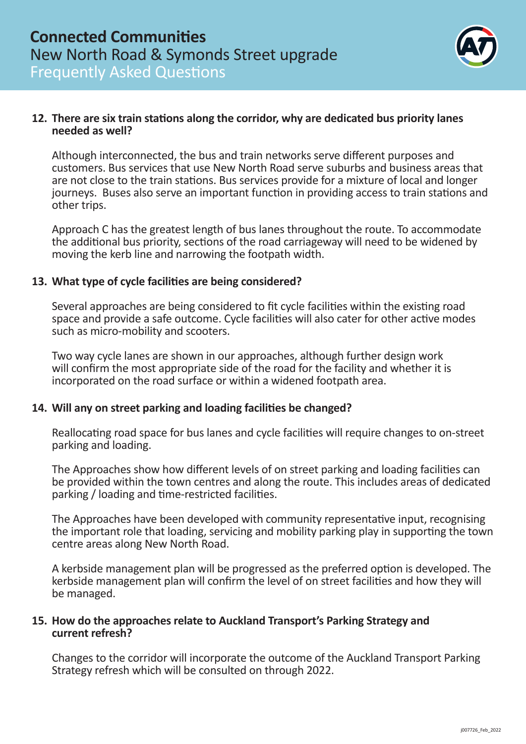**12. There are six train stations along the corridor, why are dedicated bus priority lanes needed as well?**

Although interconnected, the bus and train networks serve different purposes and customers. Bus services that use New North Road serve suburbs and business areas that are not close to the train stations. Bus services provide for a mixture of local and longer journeys. Buses also serve an important function in providing access to train stations and other trips.

Approach C has the greatest length of bus lanes throughout the route. To accommodate the additional bus priority, sections of the road carriageway will need to be widened by moving the kerb line and narrowing the footpath width.

**13. What type of cycle facilities are being considered?**

Several approaches are being considered to fit cycle facilities within the existing road space and provide a safe outcome. Cycle facilities will also cater for other active modes such as micro-mobility and scooters.

Two way cycle lanes are shown in our approaches, although further design work will confirm the most appropriate side of the road for the facility and whether it is incorporated on the road surface or within a widened footpath area.

**14. Will any on street parking and loading facilities be changed?**

Reallocating road space for bus lanes and cycle facilities will require changes to on-street parking and loading.

The Approaches show how different levels of on street parking and loading facilities can be provided within the town centres and along the route. This includes areas of dedicated parking / loading and time-restricted facilities.

The Approaches have been developed with community representative input, recognising the important role that loading, servicing and mobility parking play in supporting the town centre areas along New North Road.

A kerbside management plan will be progressed as the preferred option is developed. The kerbside management plan will confirm the level of on street facilities and how they will be managed.

**15. How do the approaches relate to Auckland Transport's Parking Strategy and current refresh?**

Changes to the corridor will incorporate the outcome of the Auckland Transport Parking Strategy refresh which will be consulted on through 2022.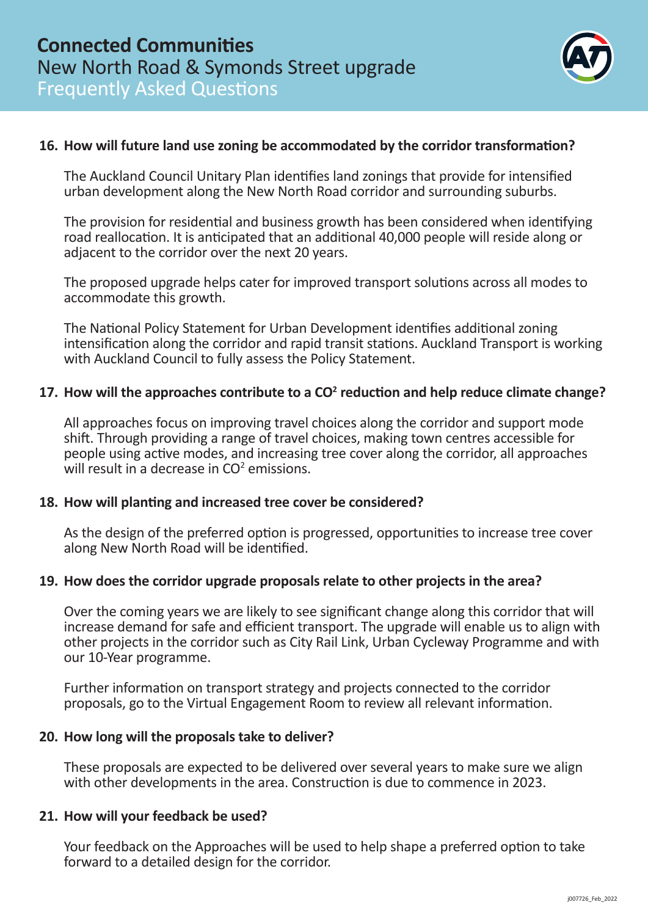**16. How will future land use zoning be accommodated by the corridor transformation?**

The Auckland Council Unitary Plan identifies land zonings that provide for intensified urban development along the New North Road corridor and surrounding suburbs.

The provision for residential and business growth has been considered when identifying road reallocation. It is anticipated that an additional 40,000 people will reside along or adjacent to the corridor over the next 20 years.

The proposed upgrade helps cater for improved transport solutions across all modes to accommodate this growth.

The National Policy Statement for Urban Development identifies additional zoning intensification along the corridor and rapid transit stations. Auckland Transport is working with Auckland Council to fully assess the Policy Statement.

**17. How will the approaches contribute to a $CO^2$ reduction and help reduce climate change?**

All approaches focus on improving travel choices along the corridor and support mode shift. Through providing a range of travel choices, making town centres accessible for people using active modes, and increasing tree cover along the corridor, all approaches will result in a decrease in $CO^2$ emissions.

**18. How will planting and increased tree cover be considered?**

As the design of the preferred option is progressed, opportunities to increase tree cover along New North Road will be identified.

**19. How does the corridor upgrade proposals relate to other projects in the area?**

Over the coming years we are likely to see significant change along this corridor that will increase demand for safe and efficient transport. The upgrade will enable us to align with other projects in the corridor such as City Rail Link, Urban Cycleway Programme and with our 10-Year programme.

Further information on transport strategy and projects connected to the corridor proposals, go to the Virtual Engagement Room to review all relevant information.

**20. How long will the proposals take to deliver?**

These proposals are expected to be delivered over several years to make sure we align with other developments in the area. Construction is due to commence in 2023.

**21. How will your feedback be used?**

Your feedback on the Approaches will be used to help shape a preferred option to take forward to a detailed design for the corridor.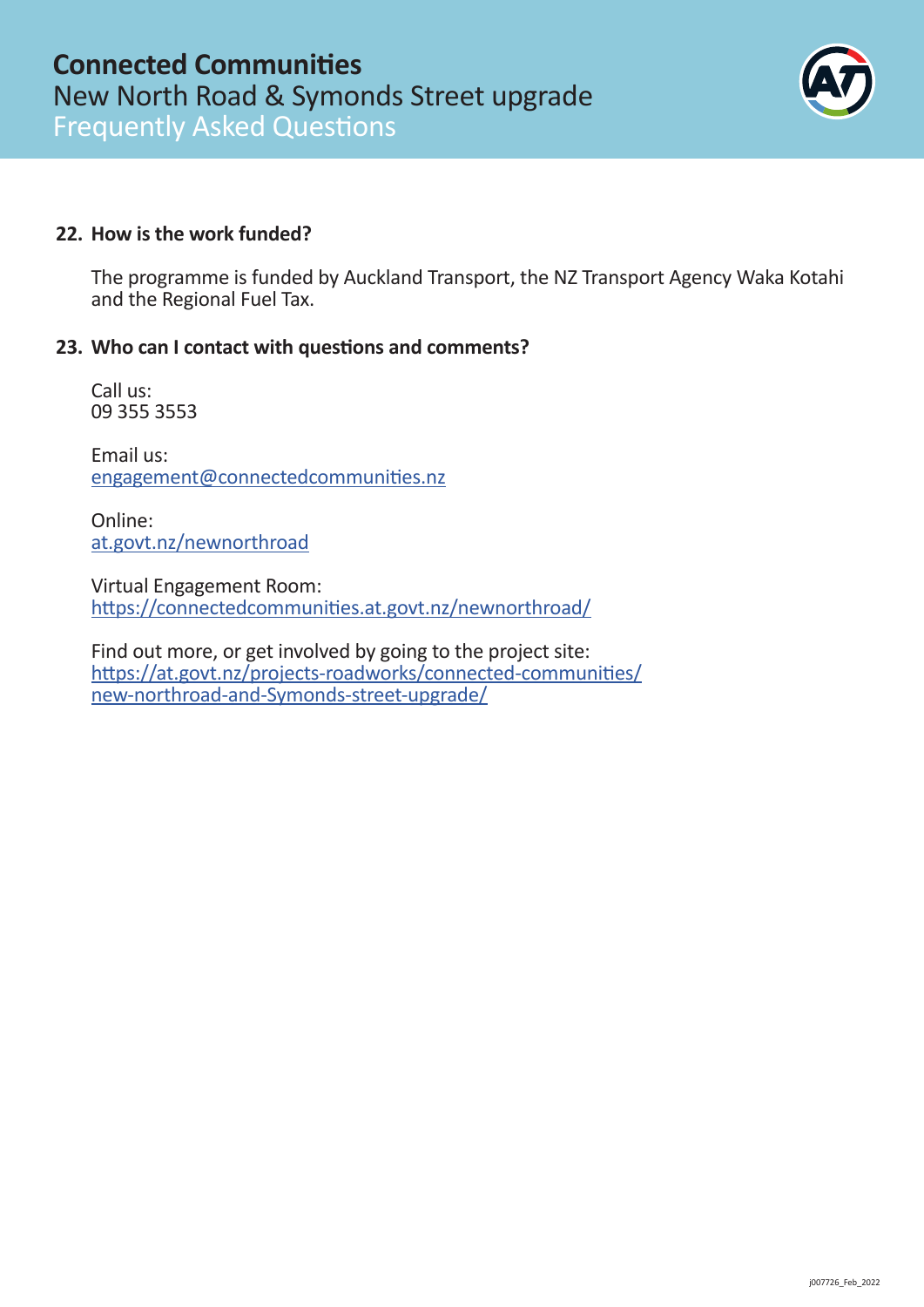**22. How is the work funded?**

The programme is funded by Auckland Transport, the NZ Transport Agency Waka Kotahi and the Regional Fuel Tax.

**23. Who can I contact with questions and comments?**

Call us:
09 355 3553

Email us:
engagement@connectedcommunities.nz

Online:
at.govt.nz/newnorthroad

Virtual Engagement Room:
https://connectedcommunities.at.govt.nz/newnorthroad/

Find out more, or get involved by going to the project site:
https://at.govt.nz/projects-roadworks/connected-communities/new-northroad-and-Symonds-street-upgrade/

j007726_Feb_2022